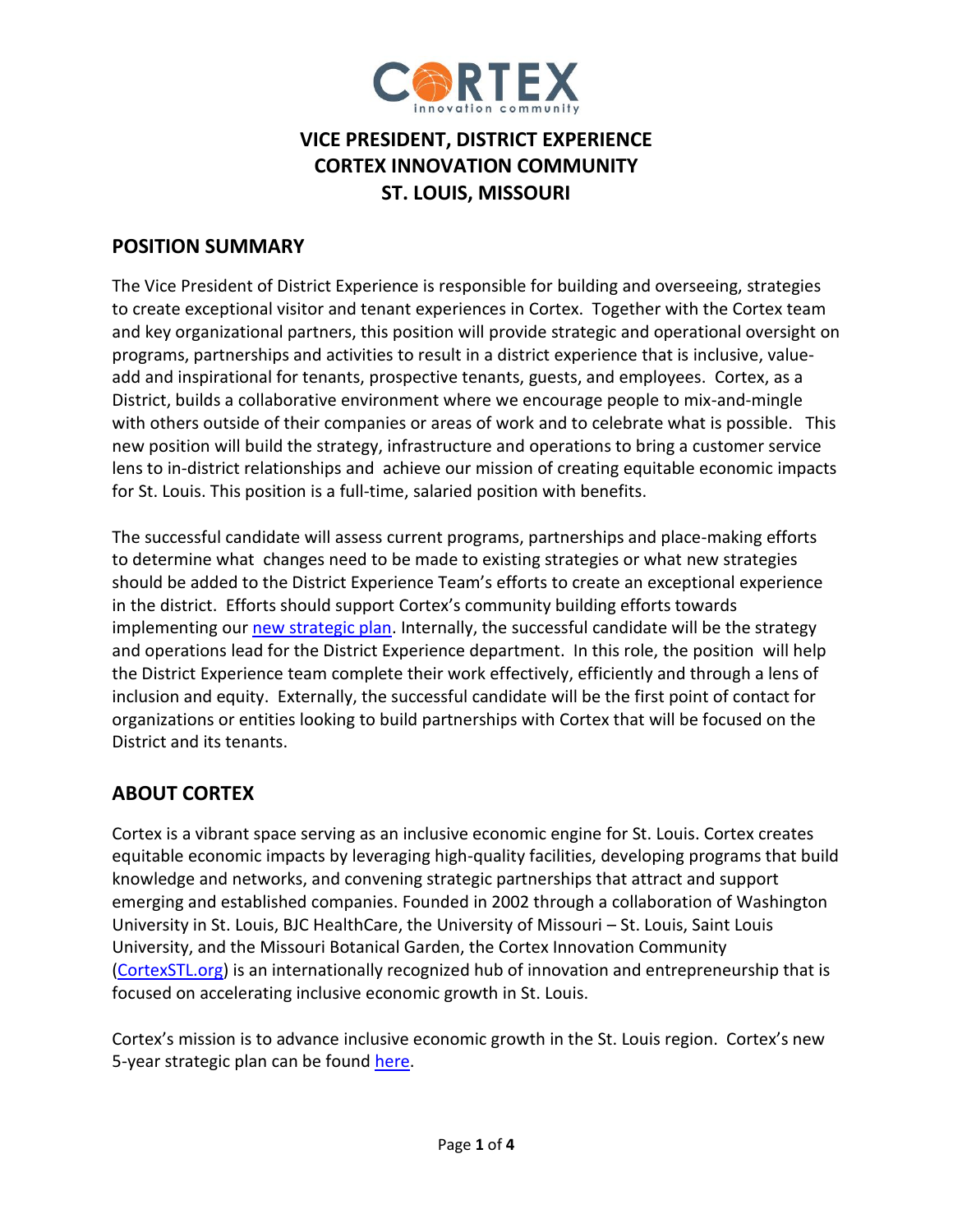# VICE PRESIDENT, DISTRICT EXPERIENCE
# CORTEX INNOVATION COMMUNITY
# ST. LOUIS, MISSOURI

## POSITION SUMMARY

The Vice President of District Experience is responsible for building and overseeing, strategies to create exceptional visitor and tenant experiences in Cortex. Together with the Cortex team and key organizational partners, this position will provide strategic and operational oversight on programs, partnerships and activities to result in a district experience that is inclusive, value-add and inspirational for tenants, prospective tenants, guests, and employees. Cortex, as a District, builds a collaborative environment where we encourage people to mix-and-mingle with others outside of their companies or areas of work and to celebrate what is possible. This new position will build the strategy, infrastructure and operations to bring a customer service lens to in-district relationships and achieve our mission of creating equitable economic impacts for St. Louis. This position is a full-time, salaried position with benefits.

The successful candidate will assess current programs, partnerships and place-making efforts to determine what changes need to be made to existing strategies or what new strategies should be added to the District Experience Team's efforts to create an exceptional experience in the district. Efforts should support Cortex's community building efforts towards implementing our new strategic plan. Internally, the successful candidate will be the strategy and operations lead for the District Experience department. In this role, the position will help the District Experience team complete their work effectively, efficiently and through a lens of inclusion and equity. Externally, the successful candidate will be the first point of contact for organizations or entities looking to build partnerships with Cortex that will be focused on the District and its tenants.

## ABOUT CORTEX

Cortex is a vibrant space serving as an inclusive economic engine for St. Louis. Cortex creates equitable economic impacts by leveraging high-quality facilities, developing programs that build knowledge and networks, and convening strategic partnerships that attract and support emerging and established companies. Founded in 2002 through a collaboration of Washington University in St. Louis, BJC HealthCare, the University of Missouri – St. Louis, Saint Louis University, and the Missouri Botanical Garden, the Cortex Innovation Community (CortexSTL.org) is an internationally recognized hub of innovation and entrepreneurship that is focused on accelerating inclusive economic growth in St. Louis.

Cortex's mission is to advance inclusive economic growth in the St. Louis region. Cortex's new 5-year strategic plan can be found here.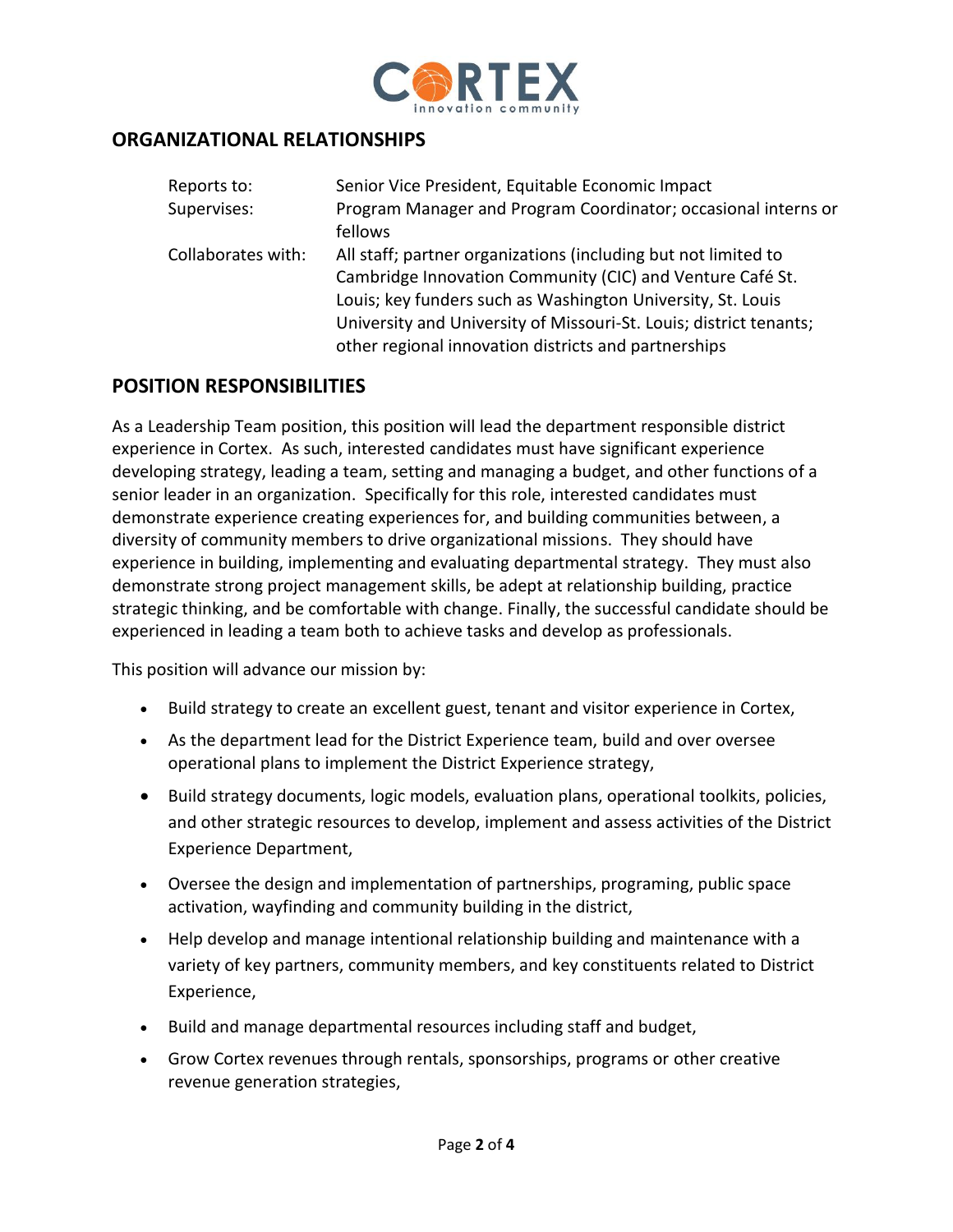## ORGANIZATIONAL RELATIONSHIPS

| | |
|---|---|
| Reports to: | Senior Vice President, Equitable Economic Impact |
| Supervises: | Program Manager and Program Coordinator; occasional interns or fellows |
| Collaborates with: | All staff; partner organizations (including but not limited to Cambridge Innovation Community (CIC) and Venture Café St. Louis; key funders such as Washington University, St. Louis University and University of Missouri-St. Louis; district tenants; other regional innovation districts and partnerships |

## POSITION RESPONSIBILITIES

As a Leadership Team position, this position will lead the department responsible district experience in Cortex. As such, interested candidates must have significant experience developing strategy, leading a team, setting and managing a budget, and other functions of a senior leader in an organization. Specifically for this role, interested candidates must demonstrate experience creating experiences for, and building communities between, a diversity of community members to drive organizational missions. They should have experience in building, implementing and evaluating departmental strategy. They must also demonstrate strong project management skills, be adept at relationship building, practice strategic thinking, and be comfortable with change. Finally, the successful candidate should be experienced in leading a team both to achieve tasks and develop as professionals.

This position will advance our mission by:

- Build strategy to create an excellent guest, tenant and visitor experience in Cortex,
- As the department lead for the District Experience team, build and over oversee operational plans to implement the District Experience strategy,
- Build strategy documents, logic models, evaluation plans, operational toolkits, policies, and other strategic resources to develop, implement and assess activities of the District Experience Department,
- Oversee the design and implementation of partnerships, programing, public space activation, wayfinding and community building in the district,
- Help develop and manage intentional relationship building and maintenance with a variety of key partners, community members, and key constituents related to District Experience,
- Build and manage departmental resources including staff and budget,
- Grow Cortex revenues through rentals, sponsorships, programs or other creative revenue generation strategies,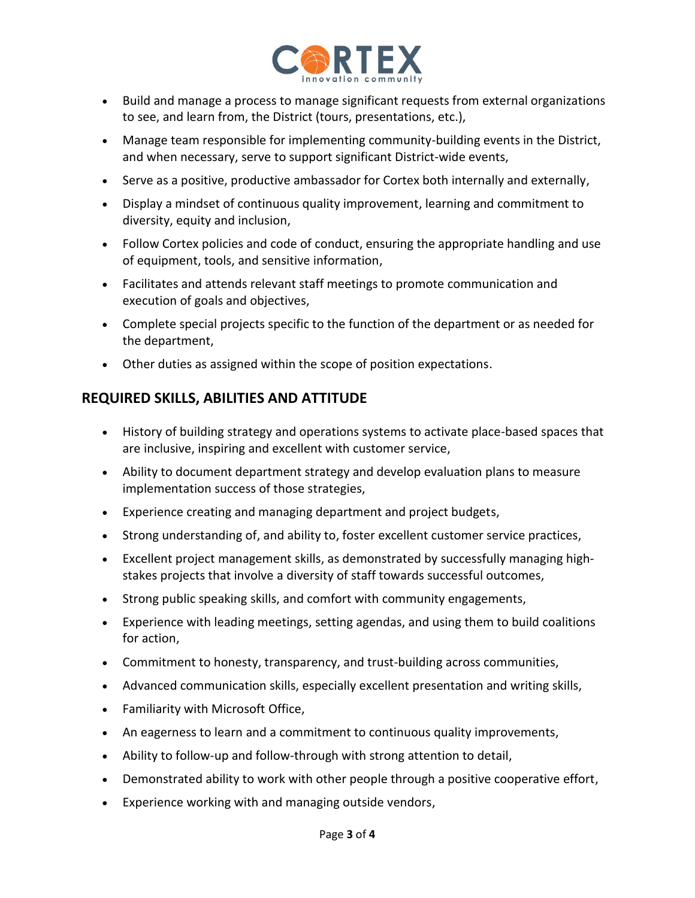- Build and manage a process to manage significant requests from external organizations to see, and learn from, the District (tours, presentations, etc.),
- Manage team responsible for implementing community-building events in the District, and when necessary, serve to support significant District-wide events,
- Serve as a positive, productive ambassador for Cortex both internally and externally,
- Display a mindset of continuous quality improvement, learning and commitment to diversity, equity and inclusion,
- Follow Cortex policies and code of conduct, ensuring the appropriate handling and use of equipment, tools, and sensitive information,
- Facilitates and attends relevant staff meetings to promote communication and execution of goals and objectives,
- Complete special projects specific to the function of the department or as needed for the department,
- Other duties as assigned within the scope of position expectations.

## REQUIRED SKILLS, ABILITIES AND ATTITUDE

- History of building strategy and operations systems to activate place-based spaces that are inclusive, inspiring and excellent with customer service,
- Ability to document department strategy and develop evaluation plans to measure implementation success of those strategies,
- Experience creating and managing department and project budgets,
- Strong understanding of, and ability to, foster excellent customer service practices,
- Excellent project management skills, as demonstrated by successfully managing high-stakes projects that involve a diversity of staff towards successful outcomes,
- Strong public speaking skills, and comfort with community engagements,
- Experience with leading meetings, setting agendas, and using them to build coalitions for action,
- Commitment to honesty, transparency, and trust-building across communities,
- Advanced communication skills, especially excellent presentation and writing skills,
- Familiarity with Microsoft Office,
- An eagerness to learn and a commitment to continuous quality improvements,
- Ability to follow-up and follow-through with strong attention to detail,
- Demonstrated ability to work with other people through a positive cooperative effort,
- Experience working with and managing outside vendors,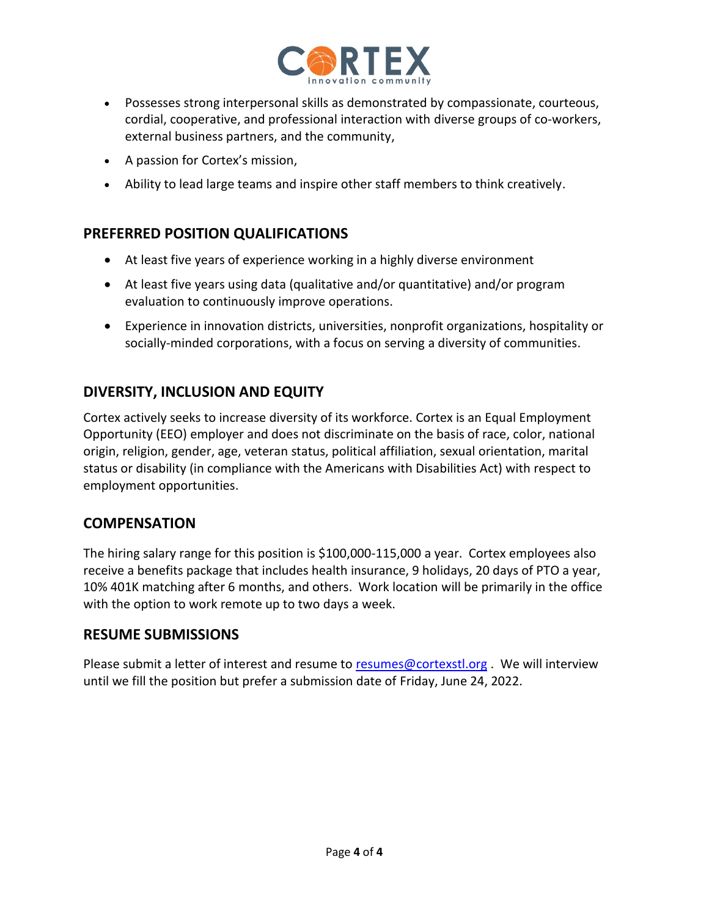- Possesses strong interpersonal skills as demonstrated by compassionate, courteous, cordial, cooperative, and professional interaction with diverse groups of co-workers, external business partners, and the community,
- A passion for Cortex's mission,
- Ability to lead large teams and inspire other staff members to think creatively.

## PREFERRED POSITION QUALIFICATIONS

- At least five years of experience working in a highly diverse environment
- At least five years using data (qualitative and/or quantitative) and/or program evaluation to continuously improve operations.
- Experience in innovation districts, universities, nonprofit organizations, hospitality or socially-minded corporations, with a focus on serving a diversity of communities.

## DIVERSITY, INCLUSION AND EQUITY

Cortex actively seeks to increase diversity of its workforce. Cortex is an Equal Employment Opportunity (EEO) employer and does not discriminate on the basis of race, color, national origin, religion, gender, age, veteran status, political affiliation, sexual orientation, marital status or disability (in compliance with the Americans with Disabilities Act) with respect to employment opportunities.

## COMPENSATION

The hiring salary range for this position is $100,000-115,000 a year. Cortex employees also receive a benefits package that includes health insurance, 9 holidays, 20 days of PTO a year, 10% 401K matching after 6 months, and others. Work location will be primarily in the office with the option to work remote up to two days a week.

## RESUME SUBMISSIONS

Please submit a letter of interest and resume to resumes@cortexstl.org . We will interview until we fill the position but prefer a submission date of Friday, June 24, 2022.